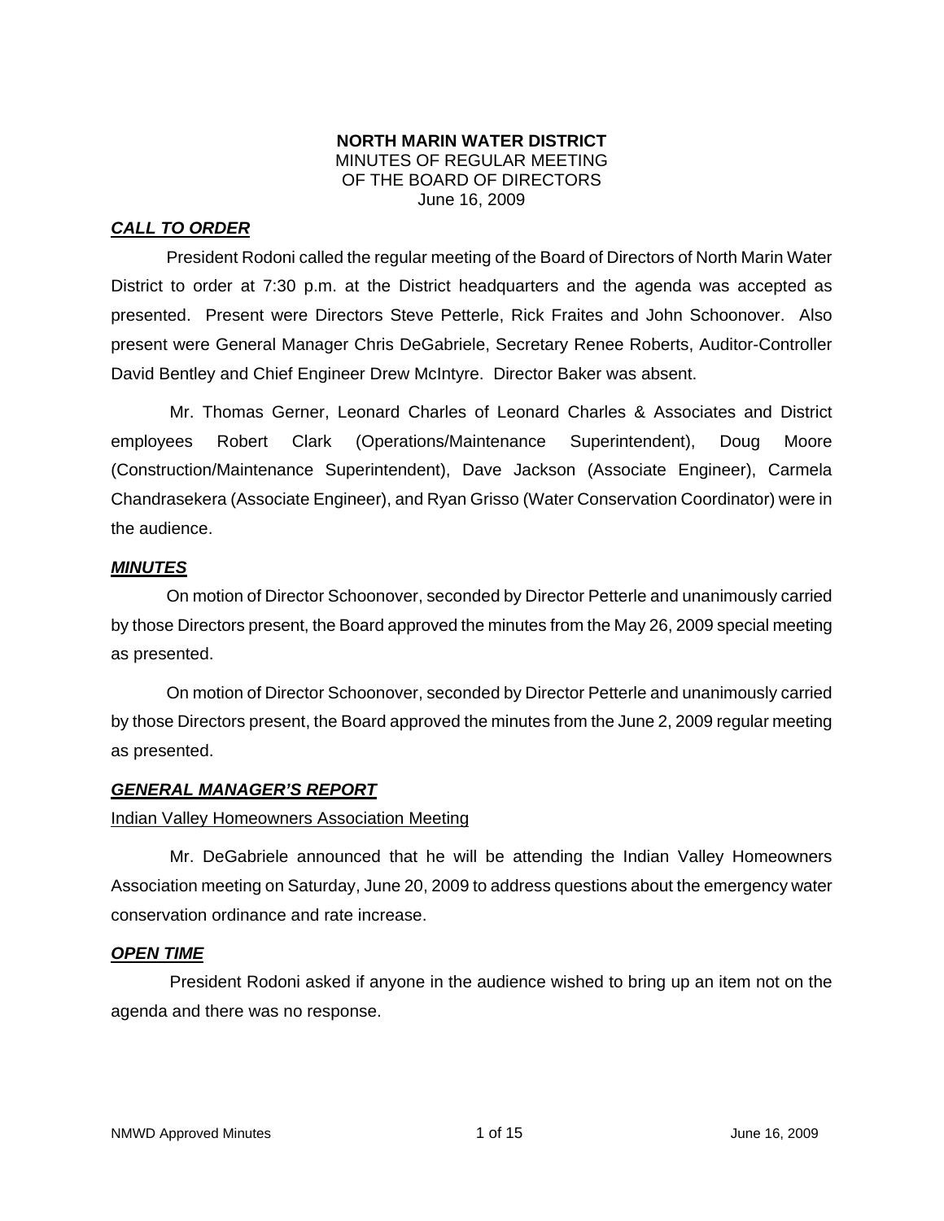**NORTH MARIN WATER DISTRICT**
MINUTES OF REGULAR MEETING
OF THE BOARD OF DIRECTORS
June 16, 2009

***CALL TO ORDER***

President Rodoni called the regular meeting of the Board of Directors of North Marin Water District to order at 7:30 p.m. at the District headquarters and the agenda was accepted as presented. Present were Directors Steve Petterle, Rick Fraites and John Schoonover. Also present were General Manager Chris DeGabriele, Secretary Renee Roberts, Auditor-Controller David Bentley and Chief Engineer Drew McIntyre. Director Baker was absent.

Mr. Thomas Gerner, Leonard Charles of Leonard Charles & Associates and District employees Robert Clark (Operations/Maintenance Superintendent), Doug Moore (Construction/Maintenance Superintendent), Dave Jackson (Associate Engineer), Carmela Chandrasekera (Associate Engineer), and Ryan Grisso (Water Conservation Coordinator) were in the audience.

***MINUTES***

On motion of Director Schoonover, seconded by Director Petterle and unanimously carried by those Directors present, the Board approved the minutes from the May 26, 2009 special meeting as presented.

On motion of Director Schoonover, seconded by Director Petterle and unanimously carried by those Directors present, the Board approved the minutes from the June 2, 2009 regular meeting as presented.

***GENERAL MANAGER'S REPORT***

Indian Valley Homeowners Association Meeting

Mr. DeGabriele announced that he will be attending the Indian Valley Homeowners Association meeting on Saturday, June 20, 2009 to address questions about the emergency water conservation ordinance and rate increase.

***OPEN TIME***

President Rodoni asked if anyone in the audience wished to bring up an item not on the agenda and there was no response.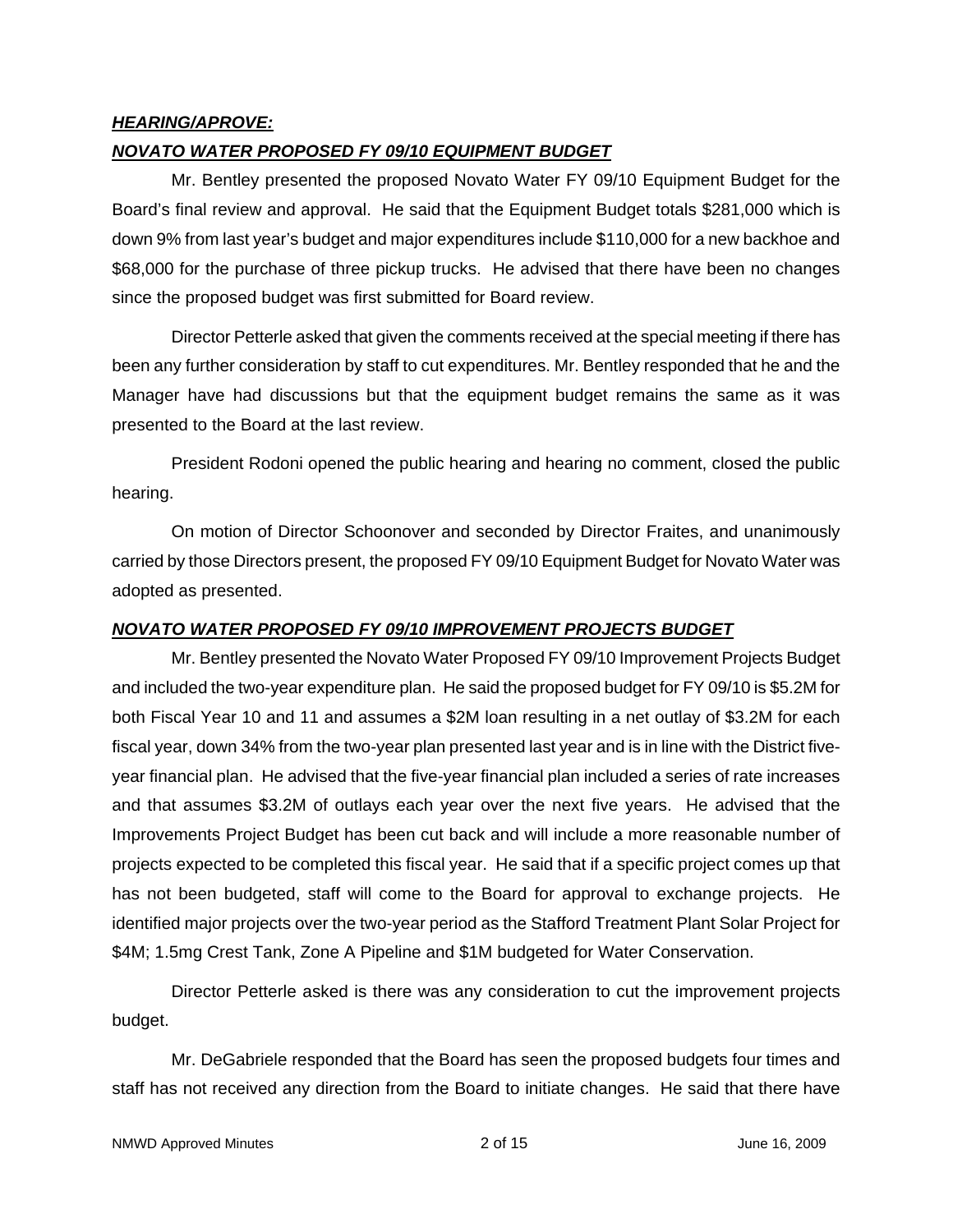***HEARING/APROVE:***

***NOVATO WATER PROPOSED FY 09/10 EQUIPMENT BUDGET***

Mr. Bentley presented the proposed Novato Water FY 09/10 Equipment Budget for the Board's final review and approval. He said that the Equipment Budget totals $281,000 which is down 9% from last year's budget and major expenditures include $110,000 for a new backhoe and $68,000 for the purchase of three pickup trucks. He advised that there have been no changes since the proposed budget was first submitted for Board review.

Director Petterle asked that given the comments received at the special meeting if there has been any further consideration by staff to cut expenditures. Mr. Bentley responded that he and the Manager have had discussions but that the equipment budget remains the same as it was presented to the Board at the last review.

President Rodoni opened the public hearing and hearing no comment, closed the public hearing.

On motion of Director Schoonover and seconded by Director Fraites, and unanimously carried by those Directors present, the proposed FY 09/10 Equipment Budget for Novato Water was adopted as presented.

***NOVATO WATER PROPOSED FY 09/10 IMPROVEMENT PROJECTS BUDGET***

Mr. Bentley presented the Novato Water Proposed FY 09/10 Improvement Projects Budget and included the two-year expenditure plan. He said the proposed budget for FY 09/10 is $5.2M for both Fiscal Year 10 and 11 and assumes a $2M loan resulting in a net outlay of $3.2M for each fiscal year, down 34% from the two-year plan presented last year and is in line with the District five-year financial plan. He advised that the five-year financial plan included a series of rate increases and that assumes $3.2M of outlays each year over the next five years. He advised that the Improvements Project Budget has been cut back and will include a more reasonable number of projects expected to be completed this fiscal year. He said that if a specific project comes up that has not been budgeted, staff will come to the Board for approval to exchange projects. He identified major projects over the two-year period as the Stafford Treatment Plant Solar Project for $4M; 1.5mg Crest Tank, Zone A Pipeline and $1M budgeted for Water Conservation.

Director Petterle asked is there was any consideration to cut the improvement projects budget.

Mr. DeGabriele responded that the Board has seen the proposed budgets four times and staff has not received any direction from the Board to initiate changes. He said that there have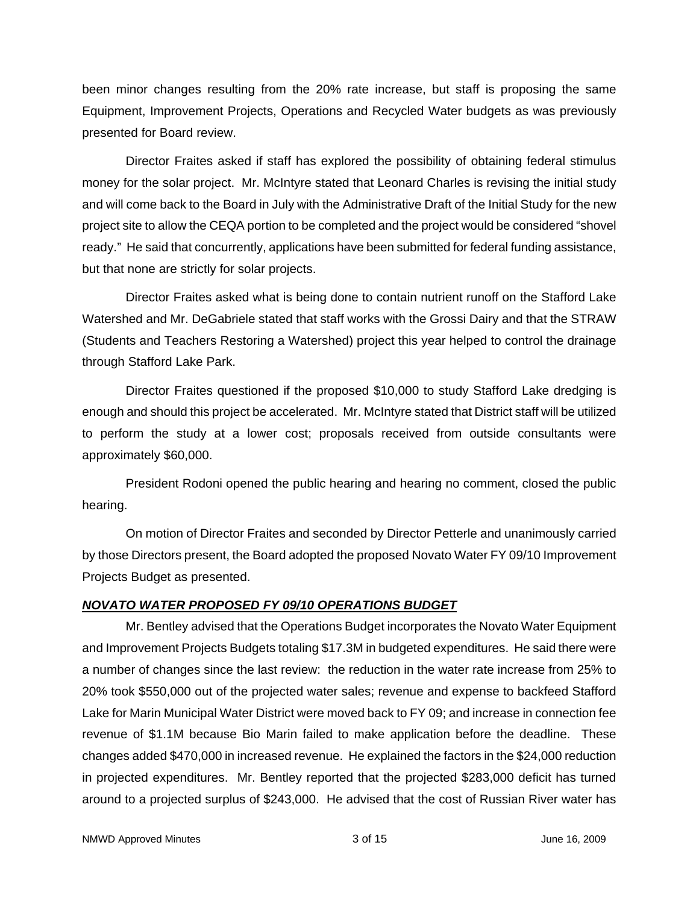been minor changes resulting from the 20% rate increase, but staff is proposing the same Equipment, Improvement Projects, Operations and Recycled Water budgets as was previously presented for Board review.

Director Fraites asked if staff has explored the possibility of obtaining federal stimulus money for the solar project. Mr. McIntyre stated that Leonard Charles is revising the initial study and will come back to the Board in July with the Administrative Draft of the Initial Study for the new project site to allow the CEQA portion to be completed and the project would be considered "shovel ready." He said that concurrently, applications have been submitted for federal funding assistance, but that none are strictly for solar projects.

Director Fraites asked what is being done to contain nutrient runoff on the Stafford Lake Watershed and Mr. DeGabriele stated that staff works with the Grossi Dairy and that the STRAW (Students and Teachers Restoring a Watershed) project this year helped to control the drainage through Stafford Lake Park.

Director Fraites questioned if the proposed $10,000 to study Stafford Lake dredging is enough and should this project be accelerated. Mr. McIntyre stated that District staff will be utilized to perform the study at a lower cost; proposals received from outside consultants were approximately $60,000.

President Rodoni opened the public hearing and hearing no comment, closed the public hearing.

On motion of Director Fraites and seconded by Director Petterle and unanimously carried by those Directors present, the Board adopted the proposed Novato Water FY 09/10 Improvement Projects Budget as presented.

***NOVATO WATER PROPOSED FY 09/10 OPERATIONS BUDGET***

Mr. Bentley advised that the Operations Budget incorporates the Novato Water Equipment and Improvement Projects Budgets totaling $17.3M in budgeted expenditures. He said there were a number of changes since the last review: the reduction in the water rate increase from 25% to 20% took $550,000 out of the projected water sales; revenue and expense to backfeed Stafford Lake for Marin Municipal Water District were moved back to FY 09; and increase in connection fee revenue of $1.1M because Bio Marin failed to make application before the deadline. These changes added $470,000 in increased revenue. He explained the factors in the $24,000 reduction in projected expenditures. Mr. Bentley reported that the projected $283,000 deficit has turned around to a projected surplus of $243,000. He advised that the cost of Russian River water has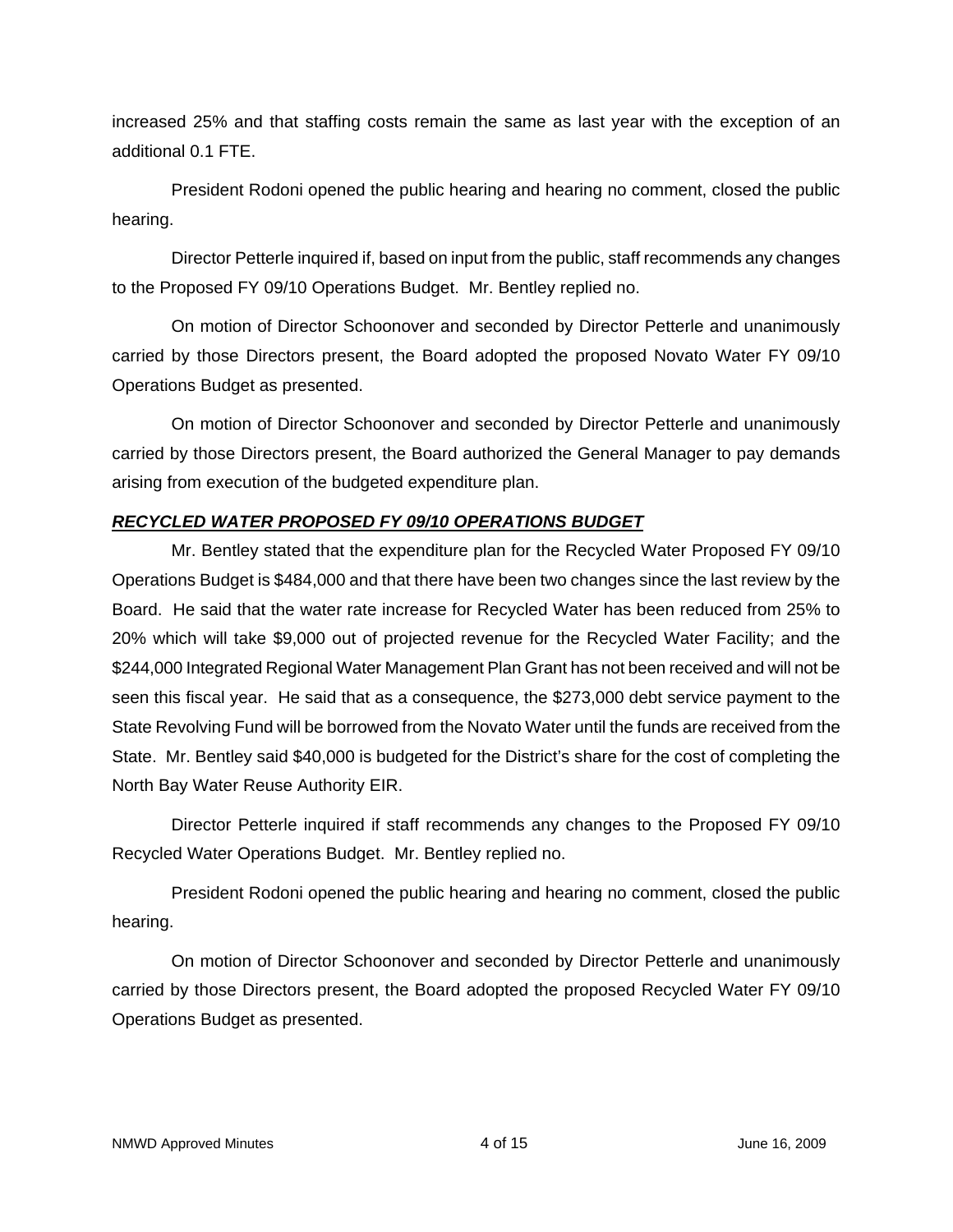increased 25% and that staffing costs remain the same as last year with the exception of an additional 0.1 FTE.

President Rodoni opened the public hearing and hearing no comment, closed the public hearing.

Director Petterle inquired if, based on input from the public, staff recommends any changes to the Proposed FY 09/10 Operations Budget. Mr. Bentley replied no.

On motion of Director Schoonover and seconded by Director Petterle and unanimously carried by those Directors present, the Board adopted the proposed Novato Water FY 09/10 Operations Budget as presented.

On motion of Director Schoonover and seconded by Director Petterle and unanimously carried by those Directors present, the Board authorized the General Manager to pay demands arising from execution of the budgeted expenditure plan.

***RECYCLED WATER PROPOSED FY 09/10 OPERATIONS BUDGET***

Mr. Bentley stated that the expenditure plan for the Recycled Water Proposed FY 09/10 Operations Budget is $484,000 and that there have been two changes since the last review by the Board. He said that the water rate increase for Recycled Water has been reduced from 25% to 20% which will take $9,000 out of projected revenue for the Recycled Water Facility; and the $244,000 Integrated Regional Water Management Plan Grant has not been received and will not be seen this fiscal year. He said that as a consequence, the $273,000 debt service payment to the State Revolving Fund will be borrowed from the Novato Water until the funds are received from the State. Mr. Bentley said $40,000 is budgeted for the District's share for the cost of completing the North Bay Water Reuse Authority EIR.

Director Petterle inquired if staff recommends any changes to the Proposed FY 09/10 Recycled Water Operations Budget. Mr. Bentley replied no.

President Rodoni opened the public hearing and hearing no comment, closed the public hearing.

On motion of Director Schoonover and seconded by Director Petterle and unanimously carried by those Directors present, the Board adopted the proposed Recycled Water FY 09/10 Operations Budget as presented.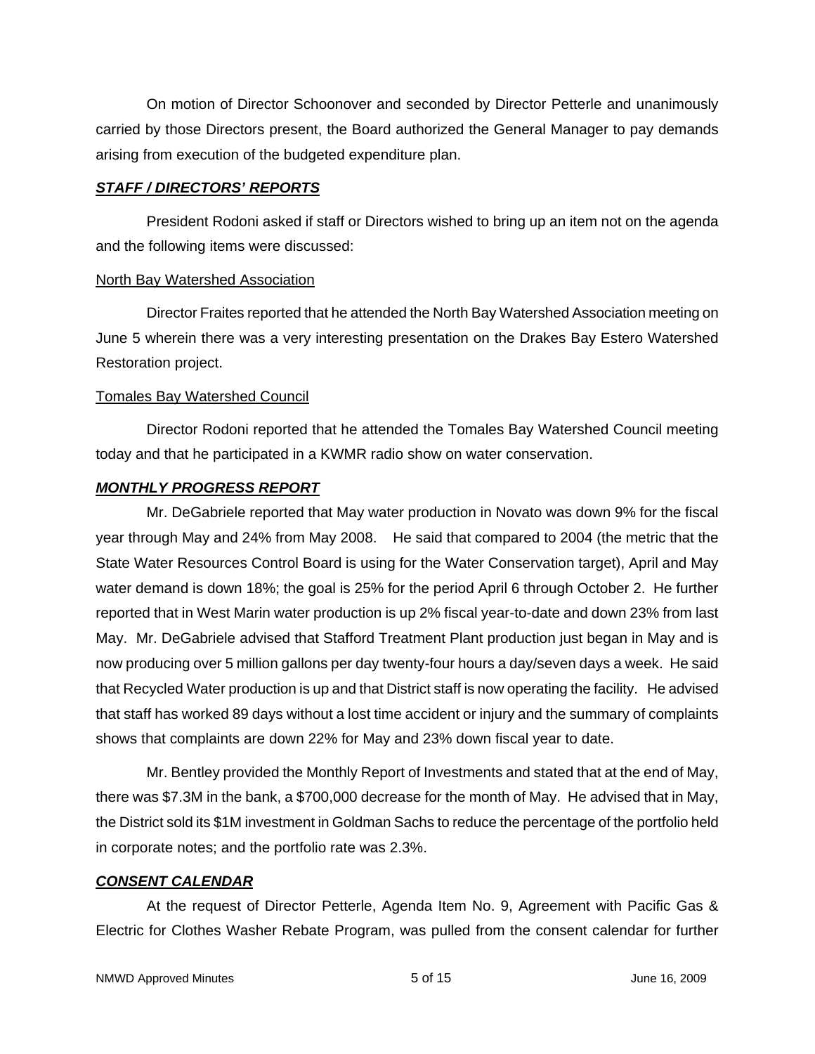On motion of Director Schoonover and seconded by Director Petterle and unanimously carried by those Directors present, the Board authorized the General Manager to pay demands arising from execution of the budgeted expenditure plan.

## ***STAFF / DIRECTORS' REPORTS***

President Rodoni asked if staff or Directors wished to bring up an item not on the agenda and the following items were discussed:

North Bay Watershed Association

Director Fraites reported that he attended the North Bay Watershed Association meeting on June 5 wherein there was a very interesting presentation on the Drakes Bay Estero Watershed Restoration project.

Tomales Bay Watershed Council

Director Rodoni reported that he attended the Tomales Bay Watershed Council meeting today and that he participated in a KWMR radio show on water conservation.

## ***MONTHLY PROGRESS REPORT***

Mr. DeGabriele reported that May water production in Novato was down 9% for the fiscal year through May and 24% from May 2008. He said that compared to 2004 (the metric that the State Water Resources Control Board is using for the Water Conservation target), April and May water demand is down 18%; the goal is 25% for the period April 6 through October 2. He further reported that in West Marin water production is up 2% fiscal year-to-date and down 23% from last May. Mr. DeGabriele advised that Stafford Treatment Plant production just began in May and is now producing over 5 million gallons per day twenty-four hours a day/seven days a week. He said that Recycled Water production is up and that District staff is now operating the facility. He advised that staff has worked 89 days without a lost time accident or injury and the summary of complaints shows that complaints are down 22% for May and 23% down fiscal year to date.

Mr. Bentley provided the Monthly Report of Investments and stated that at the end of May, there was $7.3M in the bank, a $700,000 decrease for the month of May. He advised that in May, the District sold its $1M investment in Goldman Sachs to reduce the percentage of the portfolio held in corporate notes; and the portfolio rate was 2.3%.

## ***CONSENT CALENDAR***

At the request of Director Petterle, Agenda Item No. 9, Agreement with Pacific Gas & Electric for Clothes Washer Rebate Program, was pulled from the consent calendar for further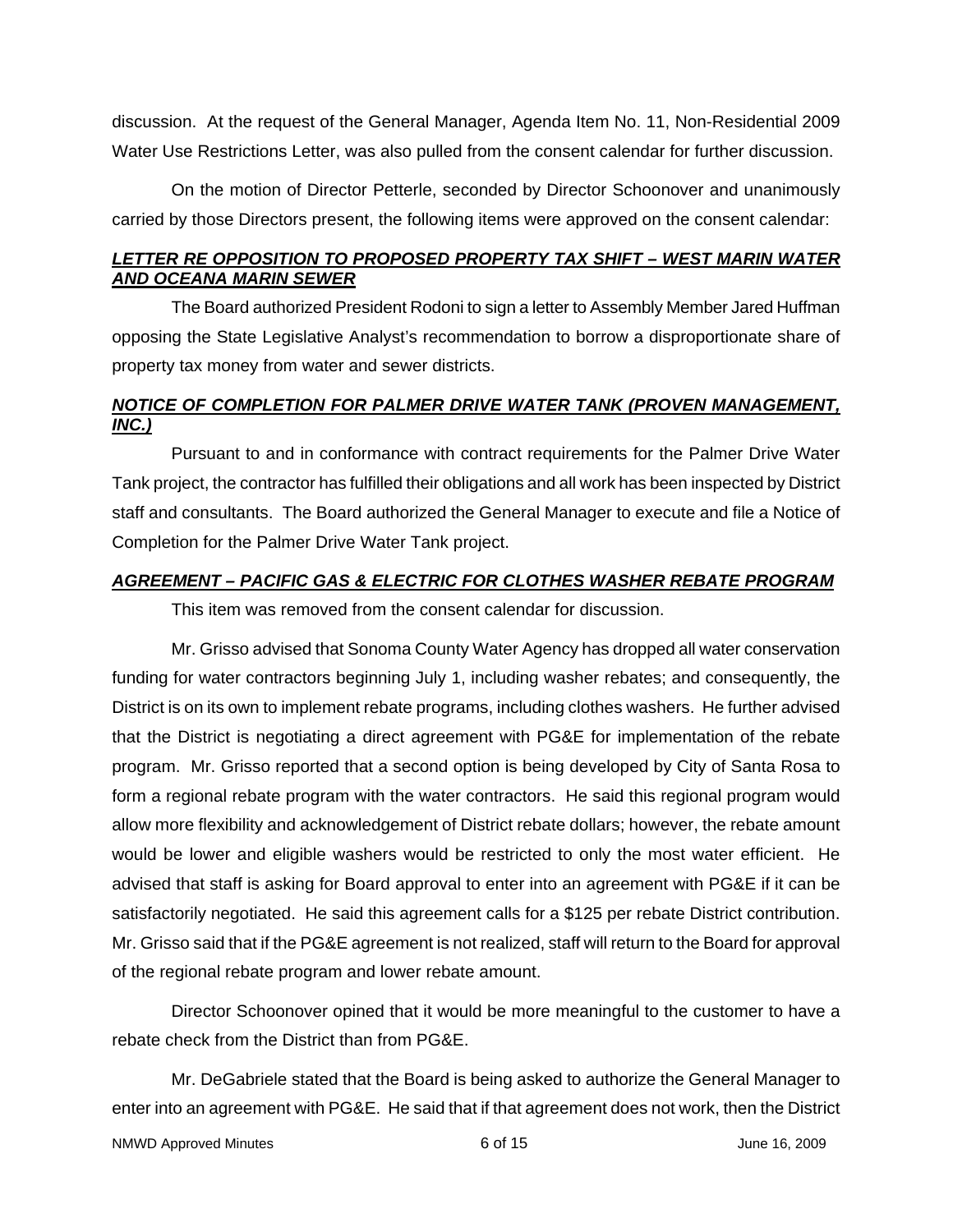discussion. At the request of the General Manager, Agenda Item No. 11, Non-Residential 2009 Water Use Restrictions Letter, was also pulled from the consent calendar for further discussion.

On the motion of Director Petterle, seconded by Director Schoonover and unanimously carried by those Directors present, the following items were approved on the consent calendar:

***LETTER RE OPPOSITION TO PROPOSED PROPERTY TAX SHIFT – WEST MARIN WATER AND OCEANA MARIN SEWER***

The Board authorized President Rodoni to sign a letter to Assembly Member Jared Huffman opposing the State Legislative Analyst's recommendation to borrow a disproportionate share of property tax money from water and sewer districts.

***NOTICE OF COMPLETION FOR PALMER DRIVE WATER TANK (PROVEN MANAGEMENT, INC.)***

Pursuant to and in conformance with contract requirements for the Palmer Drive Water Tank project, the contractor has fulfilled their obligations and all work has been inspected by District staff and consultants. The Board authorized the General Manager to execute and file a Notice of Completion for the Palmer Drive Water Tank project.

***AGREEMENT – PACIFIC GAS & ELECTRIC FOR CLOTHES WASHER REBATE PROGRAM***

This item was removed from the consent calendar for discussion.

Mr. Grisso advised that Sonoma County Water Agency has dropped all water conservation funding for water contractors beginning July 1, including washer rebates; and consequently, the District is on its own to implement rebate programs, including clothes washers. He further advised that the District is negotiating a direct agreement with PG&E for implementation of the rebate program. Mr. Grisso reported that a second option is being developed by City of Santa Rosa to form a regional rebate program with the water contractors. He said this regional program would allow more flexibility and acknowledgement of District rebate dollars; however, the rebate amount would be lower and eligible washers would be restricted to only the most water efficient. He advised that staff is asking for Board approval to enter into an agreement with PG&E if it can be satisfactorily negotiated. He said this agreement calls for a $125 per rebate District contribution. Mr. Grisso said that if the PG&E agreement is not realized, staff will return to the Board for approval of the regional rebate program and lower rebate amount.

Director Schoonover opined that it would be more meaningful to the customer to have a rebate check from the District than from PG&E.

Mr. DeGabriele stated that the Board is being asked to authorize the General Manager to enter into an agreement with PG&E. He said that if that agreement does not work, then the District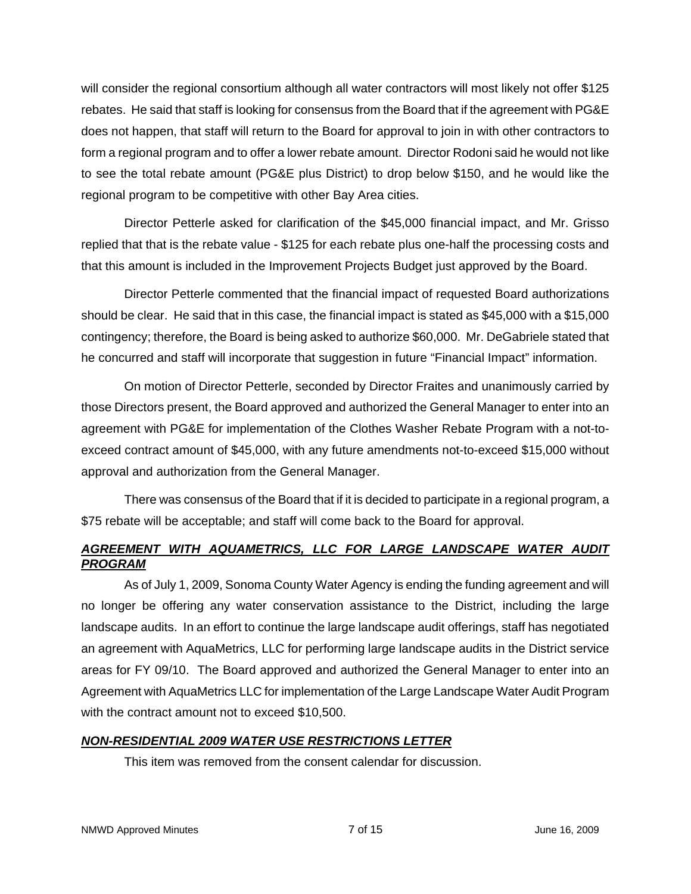will consider the regional consortium although all water contractors will most likely not offer $125 rebates. He said that staff is looking for consensus from the Board that if the agreement with PG&E does not happen, that staff will return to the Board for approval to join in with other contractors to form a regional program and to offer a lower rebate amount. Director Rodoni said he would not like to see the total rebate amount (PG&E plus District) to drop below $150, and he would like the regional program to be competitive with other Bay Area cities.

Director Petterle asked for clarification of the $45,000 financial impact, and Mr. Grisso replied that that is the rebate value - $125 for each rebate plus one-half the processing costs and that this amount is included in the Improvement Projects Budget just approved by the Board.

Director Petterle commented that the financial impact of requested Board authorizations should be clear. He said that in this case, the financial impact is stated as $45,000 with a $15,000 contingency; therefore, the Board is being asked to authorize $60,000. Mr. DeGabriele stated that he concurred and staff will incorporate that suggestion in future "Financial Impact" information.

On motion of Director Petterle, seconded by Director Fraites and unanimously carried by those Directors present, the Board approved and authorized the General Manager to enter into an agreement with PG&E for implementation of the Clothes Washer Rebate Program with a not-to-exceed contract amount of $45,000, with any future amendments not-to-exceed $15,000 without approval and authorization from the General Manager.

There was consensus of the Board that if it is decided to participate in a regional program, a $75 rebate will be acceptable; and staff will come back to the Board for approval.

***AGREEMENT WITH AQUAMETRICS, LLC FOR LARGE LANDSCAPE WATER AUDIT PROGRAM***

As of July 1, 2009, Sonoma County Water Agency is ending the funding agreement and will no longer be offering any water conservation assistance to the District, including the large landscape audits. In an effort to continue the large landscape audit offerings, staff has negotiated an agreement with AquaMetrics, LLC for performing large landscape audits in the District service areas for FY 09/10. The Board approved and authorized the General Manager to enter into an Agreement with AquaMetrics LLC for implementation of the Large Landscape Water Audit Program with the contract amount not to exceed $10,500.

***NON-RESIDENTIAL 2009 WATER USE RESTRICTIONS LETTER***

This item was removed from the consent calendar for discussion.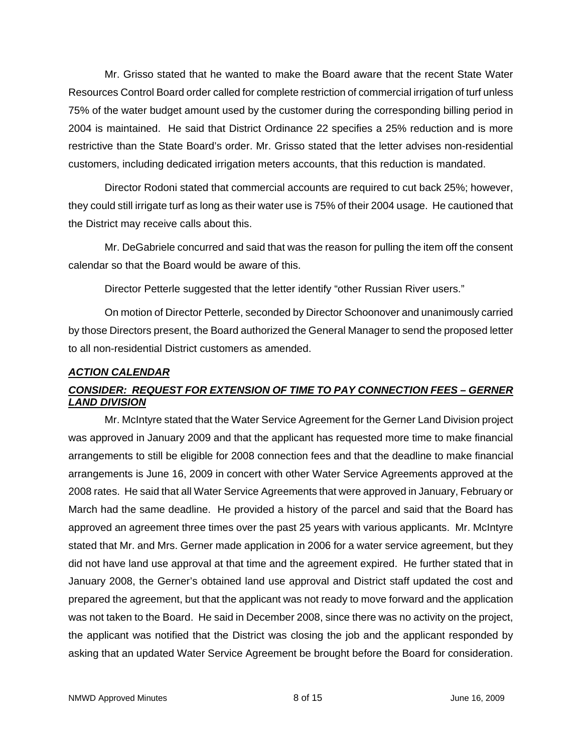Mr. Grisso stated that he wanted to make the Board aware that the recent State Water Resources Control Board order called for complete restriction of commercial irrigation of turf unless 75% of the water budget amount used by the customer during the corresponding billing period in 2004 is maintained. He said that District Ordinance 22 specifies a 25% reduction and is more restrictive than the State Board's order. Mr. Grisso stated that the letter advises non-residential customers, including dedicated irrigation meters accounts, that this reduction is mandated.

Director Rodoni stated that commercial accounts are required to cut back 25%; however, they could still irrigate turf as long as their water use is 75% of their 2004 usage. He cautioned that the District may receive calls about this.

Mr. DeGabriele concurred and said that was the reason for pulling the item off the consent calendar so that the Board would be aware of this.

Director Petterle suggested that the letter identify "other Russian River users."

On motion of Director Petterle, seconded by Director Schoonover and unanimously carried by those Directors present, the Board authorized the General Manager to send the proposed letter to all non-residential District customers as amended.

## ***ACTION CALENDAR***

### ***CONSIDER: REQUEST FOR EXTENSION OF TIME TO PAY CONNECTION FEES – GERNER LAND DIVISION***

Mr. McIntyre stated that the Water Service Agreement for the Gerner Land Division project was approved in January 2009 and that the applicant has requested more time to make financial arrangements to still be eligible for 2008 connection fees and that the deadline to make financial arrangements is June 16, 2009 in concert with other Water Service Agreements approved at the 2008 rates. He said that all Water Service Agreements that were approved in January, February or March had the same deadline. He provided a history of the parcel and said that the Board has approved an agreement three times over the past 25 years with various applicants. Mr. McIntyre stated that Mr. and Mrs. Gerner made application in 2006 for a water service agreement, but they did not have land use approval at that time and the agreement expired. He further stated that in January 2008, the Gerner's obtained land use approval and District staff updated the cost and prepared the agreement, but that the applicant was not ready to move forward and the application was not taken to the Board. He said in December 2008, since there was no activity on the project, the applicant was notified that the District was closing the job and the applicant responded by asking that an updated Water Service Agreement be brought before the Board for consideration.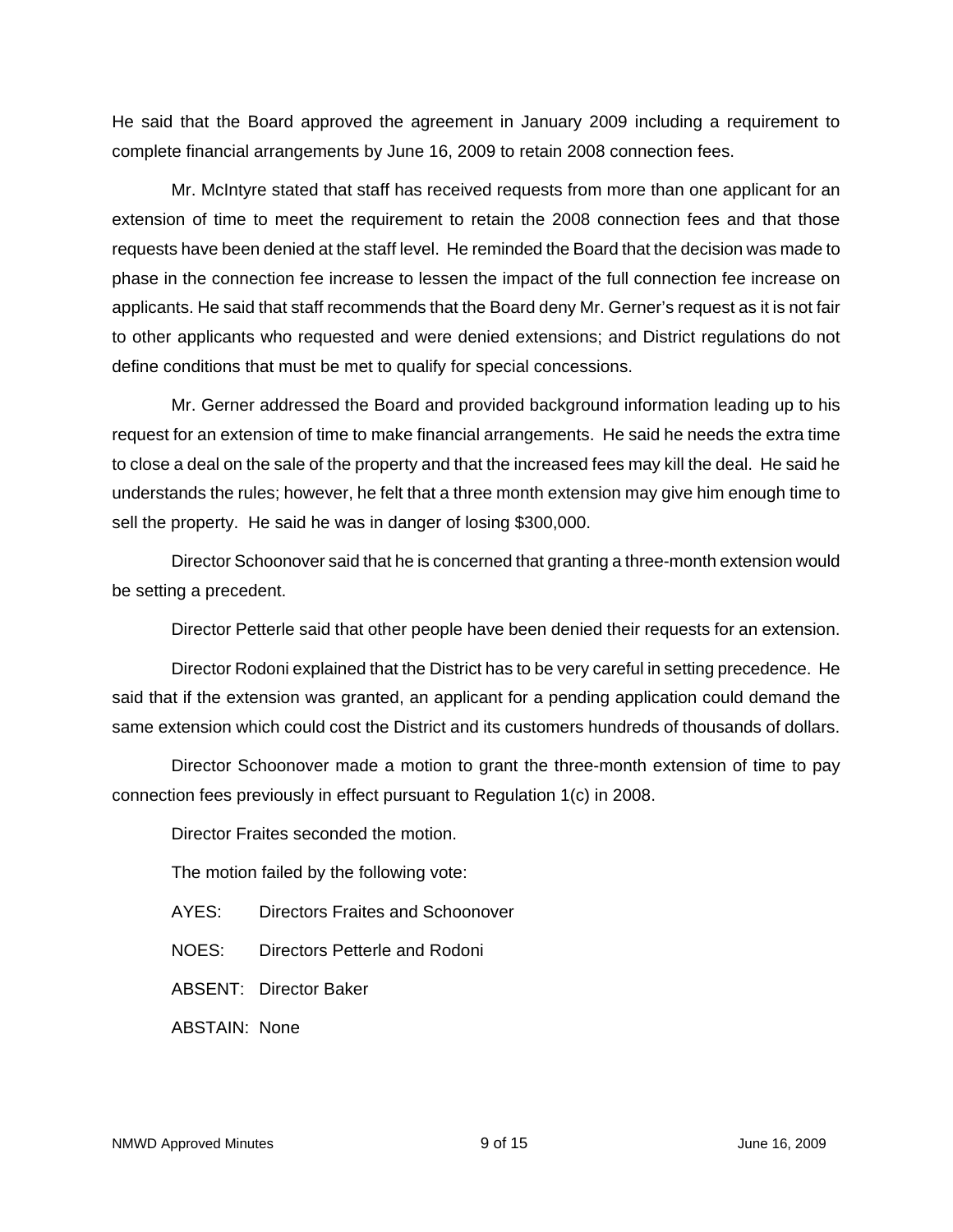He said that the Board approved the agreement in January 2009 including a requirement to complete financial arrangements by June 16, 2009 to retain 2008 connection fees.

Mr. McIntyre stated that staff has received requests from more than one applicant for an extension of time to meet the requirement to retain the 2008 connection fees and that those requests have been denied at the staff level. He reminded the Board that the decision was made to phase in the connection fee increase to lessen the impact of the full connection fee increase on applicants. He said that staff recommends that the Board deny Mr. Gerner's request as it is not fair to other applicants who requested and were denied extensions; and District regulations do not define conditions that must be met to qualify for special concessions.

Mr. Gerner addressed the Board and provided background information leading up to his request for an extension of time to make financial arrangements. He said he needs the extra time to close a deal on the sale of the property and that the increased fees may kill the deal. He said he understands the rules; however, he felt that a three month extension may give him enough time to sell the property. He said he was in danger of losing $300,000.

Director Schoonover said that he is concerned that granting a three-month extension would be setting a precedent.

Director Petterle said that other people have been denied their requests for an extension.

Director Rodoni explained that the District has to be very careful in setting precedence. He said that if the extension was granted, an applicant for a pending application could demand the same extension which could cost the District and its customers hundreds of thousands of dollars.

Director Schoonover made a motion to grant the three-month extension of time to pay connection fees previously in effect pursuant to Regulation 1(c) in 2008.

Director Fraites seconded the motion.

The motion failed by the following vote:

AYES: Directors Fraites and Schoonover

NOES: Directors Petterle and Rodoni

ABSENT: Director Baker

ABSTAIN: None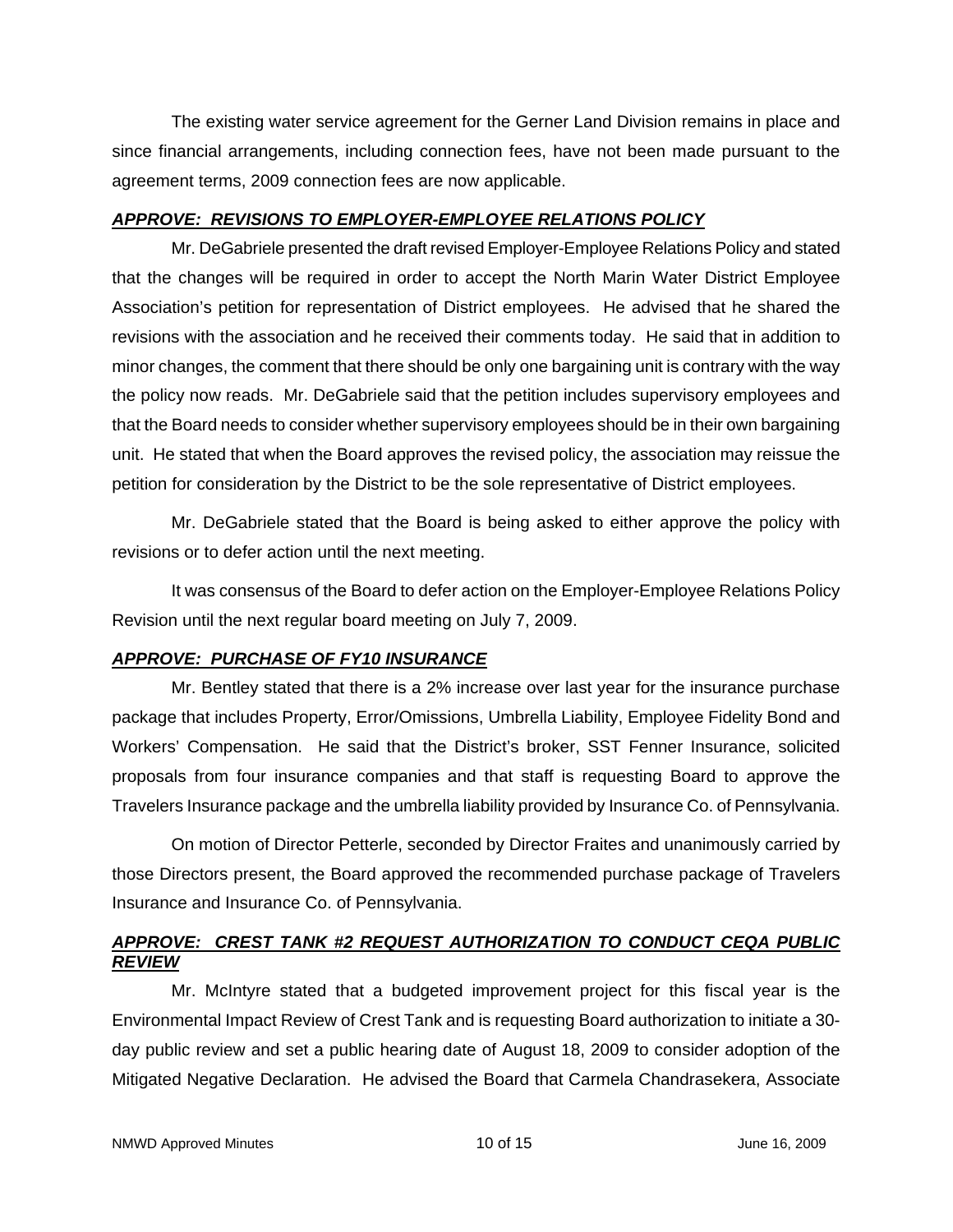The existing water service agreement for the Gerner Land Division remains in place and since financial arrangements, including connection fees, have not been made pursuant to the agreement terms, 2009 connection fees are now applicable.

***APPROVE: REVISIONS TO EMPLOYER-EMPLOYEE RELATIONS POLICY***

Mr. DeGabriele presented the draft revised Employer-Employee Relations Policy and stated that the changes will be required in order to accept the North Marin Water District Employee Association's petition for representation of District employees. He advised that he shared the revisions with the association and he received their comments today. He said that in addition to minor changes, the comment that there should be only one bargaining unit is contrary with the way the policy now reads. Mr. DeGabriele said that the petition includes supervisory employees and that the Board needs to consider whether supervisory employees should be in their own bargaining unit. He stated that when the Board approves the revised policy, the association may reissue the petition for consideration by the District to be the sole representative of District employees.

Mr. DeGabriele stated that the Board is being asked to either approve the policy with revisions or to defer action until the next meeting.

It was consensus of the Board to defer action on the Employer-Employee Relations Policy Revision until the next regular board meeting on July 7, 2009.

***APPROVE: PURCHASE OF FY10 INSURANCE***

Mr. Bentley stated that there is a 2% increase over last year for the insurance purchase package that includes Property, Error/Omissions, Umbrella Liability, Employee Fidelity Bond and Workers' Compensation. He said that the District's broker, SST Fenner Insurance, solicited proposals from four insurance companies and that staff is requesting Board to approve the Travelers Insurance package and the umbrella liability provided by Insurance Co. of Pennsylvania.

On motion of Director Petterle, seconded by Director Fraites and unanimously carried by those Directors present, the Board approved the recommended purchase package of Travelers Insurance and Insurance Co. of Pennsylvania.

***APPROVE: CREST TANK #2 REQUEST AUTHORIZATION TO CONDUCT CEQA PUBLIC REVIEW***

Mr. McIntyre stated that a budgeted improvement project for this fiscal year is the Environmental Impact Review of Crest Tank and is requesting Board authorization to initiate a 30-day public review and set a public hearing date of August 18, 2009 to consider adoption of the Mitigated Negative Declaration. He advised the Board that Carmela Chandrasekera, Associate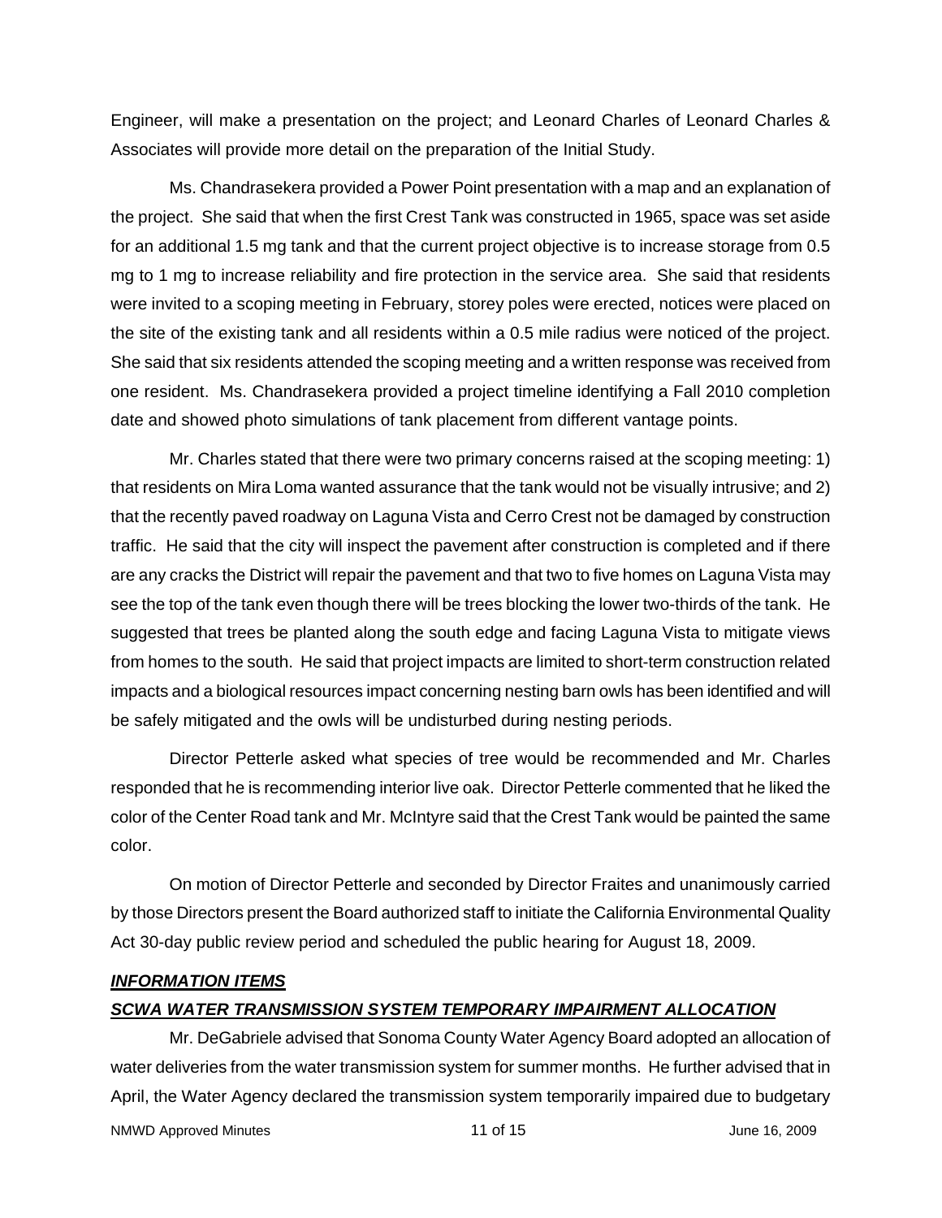Engineer, will make a presentation on the project; and Leonard Charles of Leonard Charles & Associates will provide more detail on the preparation of the Initial Study.

Ms. Chandrasekera provided a Power Point presentation with a map and an explanation of the project. She said that when the first Crest Tank was constructed in 1965, space was set aside for an additional 1.5 mg tank and that the current project objective is to increase storage from 0.5 mg to 1 mg to increase reliability and fire protection in the service area. She said that residents were invited to a scoping meeting in February, storey poles were erected, notices were placed on the site of the existing tank and all residents within a 0.5 mile radius were noticed of the project. She said that six residents attended the scoping meeting and a written response was received from one resident. Ms. Chandrasekera provided a project timeline identifying a Fall 2010 completion date and showed photo simulations of tank placement from different vantage points.

Mr. Charles stated that there were two primary concerns raised at the scoping meeting: 1) that residents on Mira Loma wanted assurance that the tank would not be visually intrusive; and 2) that the recently paved roadway on Laguna Vista and Cerro Crest not be damaged by construction traffic. He said that the city will inspect the pavement after construction is completed and if there are any cracks the District will repair the pavement and that two to five homes on Laguna Vista may see the top of the tank even though there will be trees blocking the lower two-thirds of the tank. He suggested that trees be planted along the south edge and facing Laguna Vista to mitigate views from homes to the south. He said that project impacts are limited to short-term construction related impacts and a biological resources impact concerning nesting barn owls has been identified and will be safely mitigated and the owls will be undisturbed during nesting periods.

Director Petterle asked what species of tree would be recommended and Mr. Charles responded that he is recommending interior live oak. Director Petterle commented that he liked the color of the Center Road tank and Mr. McIntyre said that the Crest Tank would be painted the same color.

On motion of Director Petterle and seconded by Director Fraites and unanimously carried by those Directors present the Board authorized staff to initiate the California Environmental Quality Act 30-day public review period and scheduled the public hearing for August 18, 2009.

***INFORMATION ITEMS***

***SCWA WATER TRANSMISSION SYSTEM TEMPORARY IMPAIRMENT ALLOCATION***

Mr. DeGabriele advised that Sonoma County Water Agency Board adopted an allocation of water deliveries from the water transmission system for summer months. He further advised that in April, the Water Agency declared the transmission system temporarily impaired due to budgetary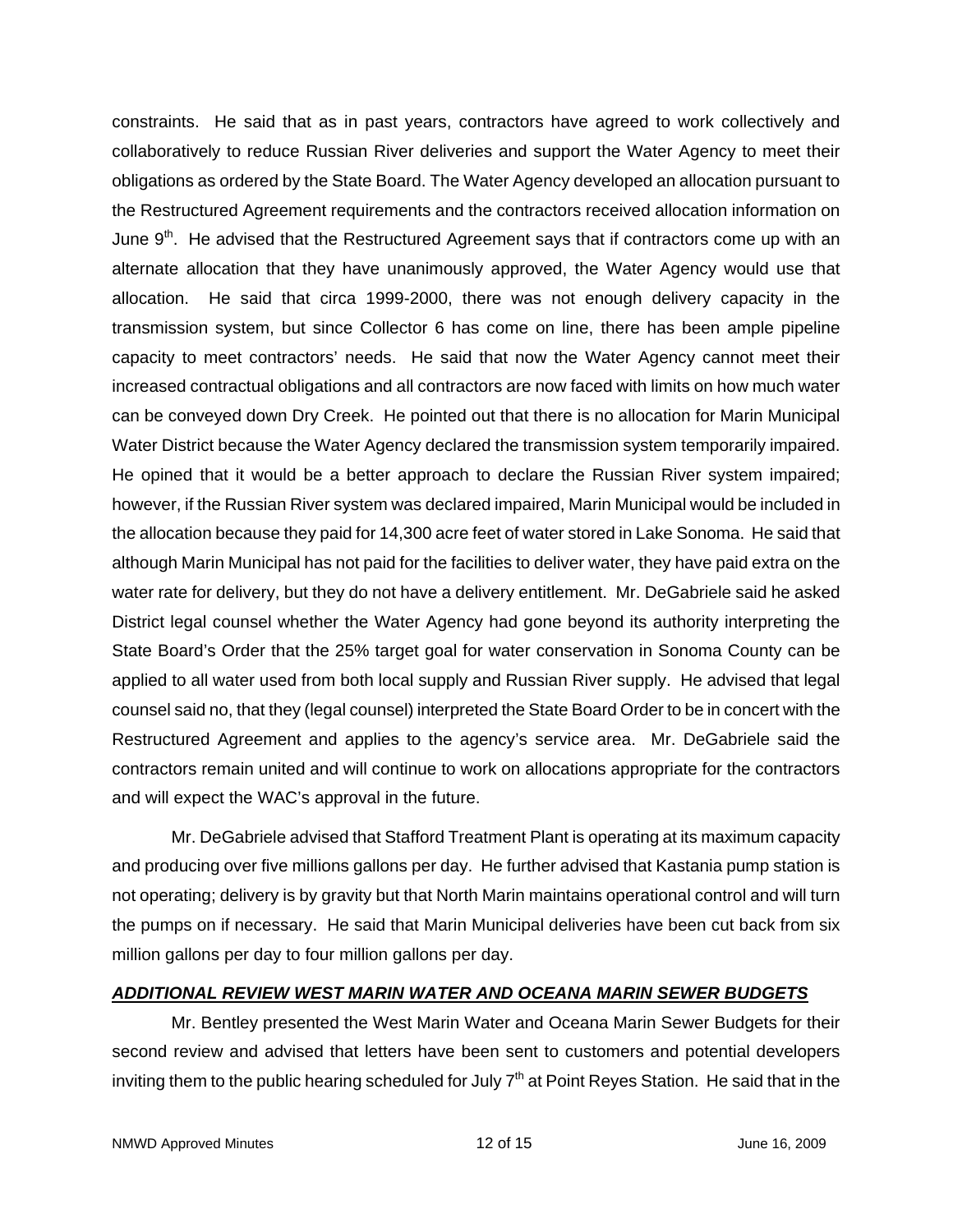constraints. He said that as in past years, contractors have agreed to work collectively and collaboratively to reduce Russian River deliveries and support the Water Agency to meet their obligations as ordered by the State Board. The Water Agency developed an allocation pursuant to the Restructured Agreement requirements and the contractors received allocation information on June 9th. He advised that the Restructured Agreement says that if contractors come up with an alternate allocation that they have unanimously approved, the Water Agency would use that allocation. He said that circa 1999-2000, there was not enough delivery capacity in the transmission system, but since Collector 6 has come on line, there has been ample pipeline capacity to meet contractors' needs. He said that now the Water Agency cannot meet their increased contractual obligations and all contractors are now faced with limits on how much water can be conveyed down Dry Creek. He pointed out that there is no allocation for Marin Municipal Water District because the Water Agency declared the transmission system temporarily impaired. He opined that it would be a better approach to declare the Russian River system impaired; however, if the Russian River system was declared impaired, Marin Municipal would be included in the allocation because they paid for 14,300 acre feet of water stored in Lake Sonoma. He said that although Marin Municipal has not paid for the facilities to deliver water, they have paid extra on the water rate for delivery, but they do not have a delivery entitlement. Mr. DeGabriele said he asked District legal counsel whether the Water Agency had gone beyond its authority interpreting the State Board's Order that the 25% target goal for water conservation in Sonoma County can be applied to all water used from both local supply and Russian River supply. He advised that legal counsel said no, that they (legal counsel) interpreted the State Board Order to be in concert with the Restructured Agreement and applies to the agency's service area. Mr. DeGabriele said the contractors remain united and will continue to work on allocations appropriate for the contractors and will expect the WAC's approval in the future.

Mr. DeGabriele advised that Stafford Treatment Plant is operating at its maximum capacity and producing over five millions gallons per day. He further advised that Kastania pump station is not operating; delivery is by gravity but that North Marin maintains operational control and will turn the pumps on if necessary. He said that Marin Municipal deliveries have been cut back from six million gallons per day to four million gallons per day.

***ADDITIONAL REVIEW WEST MARIN WATER AND OCEANA MARIN SEWER BUDGETS***

Mr. Bentley presented the West Marin Water and Oceana Marin Sewer Budgets for their second review and advised that letters have been sent to customers and potential developers inviting them to the public hearing scheduled for July 7th at Point Reyes Station. He said that in the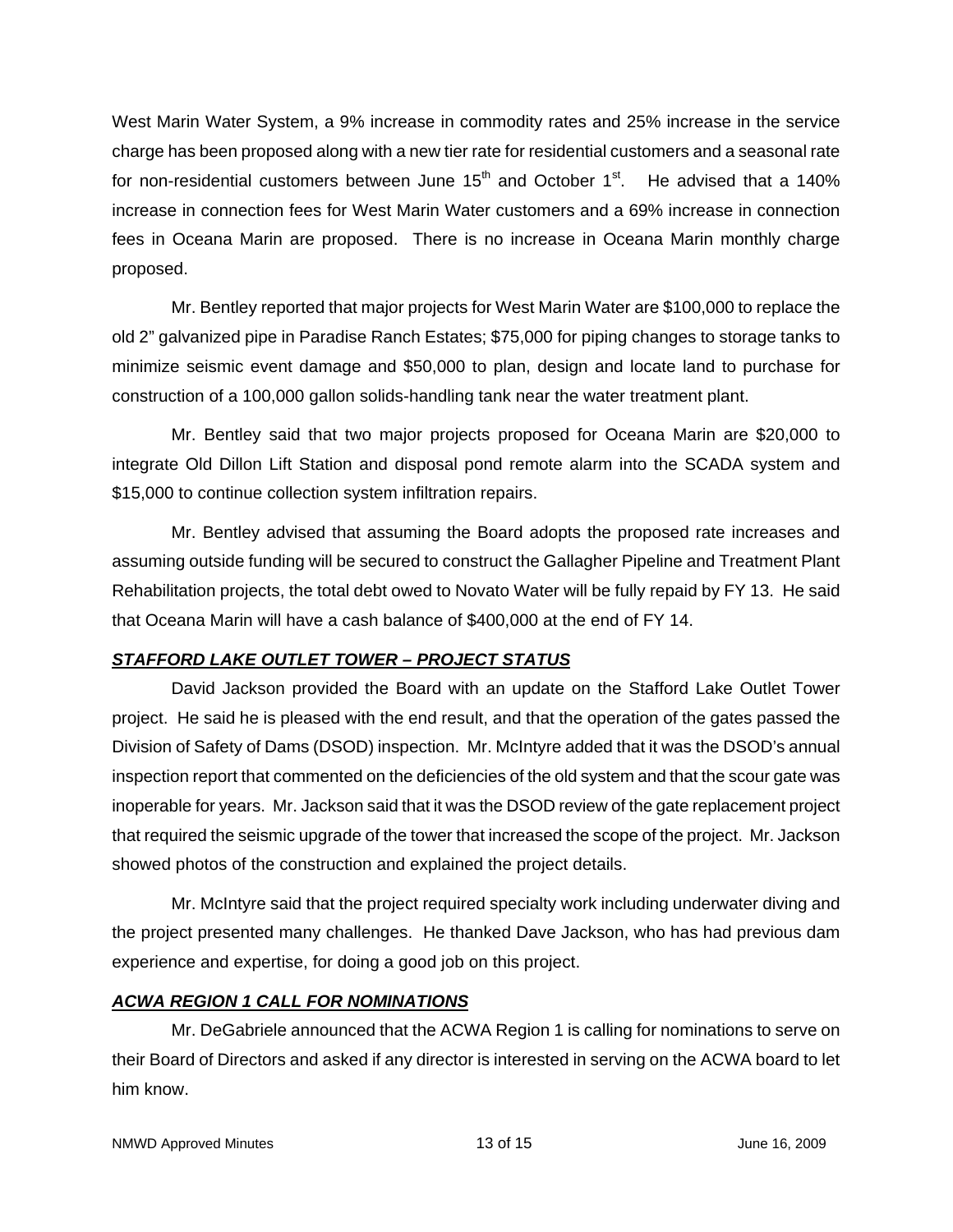West Marin Water System, a 9% increase in commodity rates and 25% increase in the service charge has been proposed along with a new tier rate for residential customers and a seasonal rate for non-residential customers between June 15th and October 1st. He advised that a 140% increase in connection fees for West Marin Water customers and a 69% increase in connection fees in Oceana Marin are proposed. There is no increase in Oceana Marin monthly charge proposed.

Mr. Bentley reported that major projects for West Marin Water are $100,000 to replace the old 2" galvanized pipe in Paradise Ranch Estates; $75,000 for piping changes to storage tanks to minimize seismic event damage and $50,000 to plan, design and locate land to purchase for construction of a 100,000 gallon solids-handling tank near the water treatment plant.

Mr. Bentley said that two major projects proposed for Oceana Marin are $20,000 to integrate Old Dillon Lift Station and disposal pond remote alarm into the SCADA system and $15,000 to continue collection system infiltration repairs.

Mr. Bentley advised that assuming the Board adopts the proposed rate increases and assuming outside funding will be secured to construct the Gallagher Pipeline and Treatment Plant Rehabilitation projects, the total debt owed to Novato Water will be fully repaid by FY 13. He said that Oceana Marin will have a cash balance of $400,000 at the end of FY 14.

***STAFFORD LAKE OUTLET TOWER – PROJECT STATUS***

David Jackson provided the Board with an update on the Stafford Lake Outlet Tower project. He said he is pleased with the end result, and that the operation of the gates passed the Division of Safety of Dams (DSOD) inspection. Mr. McIntyre added that it was the DSOD's annual inspection report that commented on the deficiencies of the old system and that the scour gate was inoperable for years. Mr. Jackson said that it was the DSOD review of the gate replacement project that required the seismic upgrade of the tower that increased the scope of the project. Mr. Jackson showed photos of the construction and explained the project details.

Mr. McIntyre said that the project required specialty work including underwater diving and the project presented many challenges. He thanked Dave Jackson, who has had previous dam experience and expertise, for doing a good job on this project.

***ACWA REGION 1 CALL FOR NOMINATIONS***

Mr. DeGabriele announced that the ACWA Region 1 is calling for nominations to serve on their Board of Directors and asked if any director is interested in serving on the ACWA board to let him know.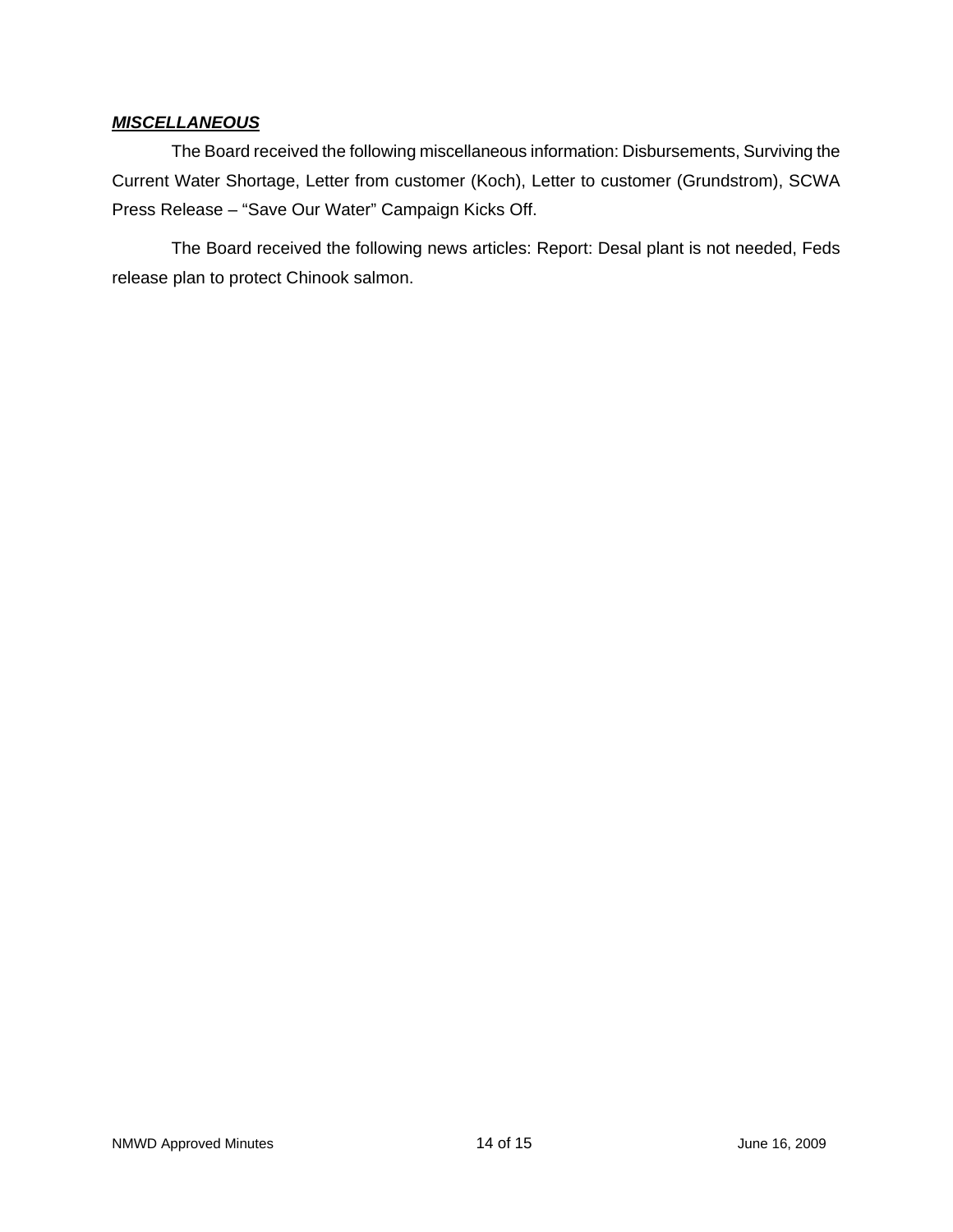***<u>MISCELLANEOUS</u>***

The Board received the following miscellaneous information: Disbursements, Surviving the Current Water Shortage, Letter from customer (Koch), Letter to customer (Grundstrom), SCWA Press Release – "Save Our Water" Campaign Kicks Off.

The Board received the following news articles: Report: Desal plant is not needed, Feds release plan to protect Chinook salmon.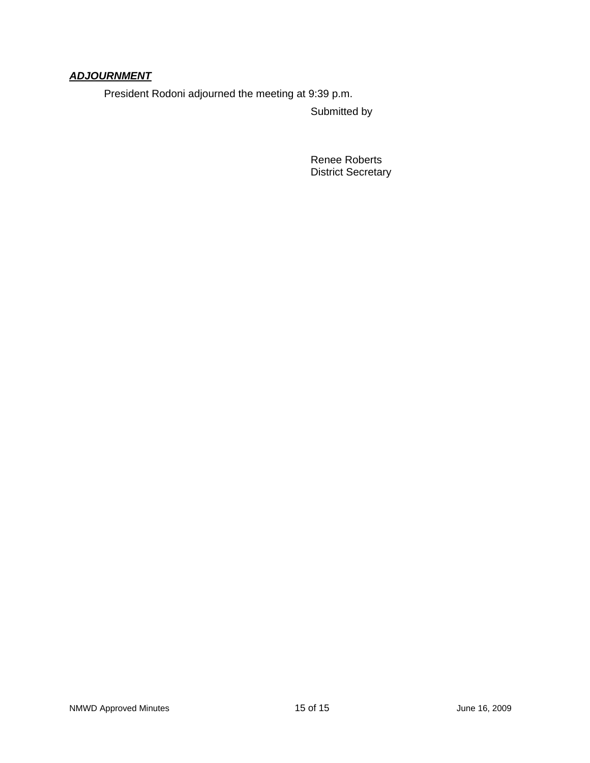***ADJOURNMENT***

President Rodoni adjourned the meeting at 9:39 p.m.

Submitted by

Renee Roberts
District Secretary